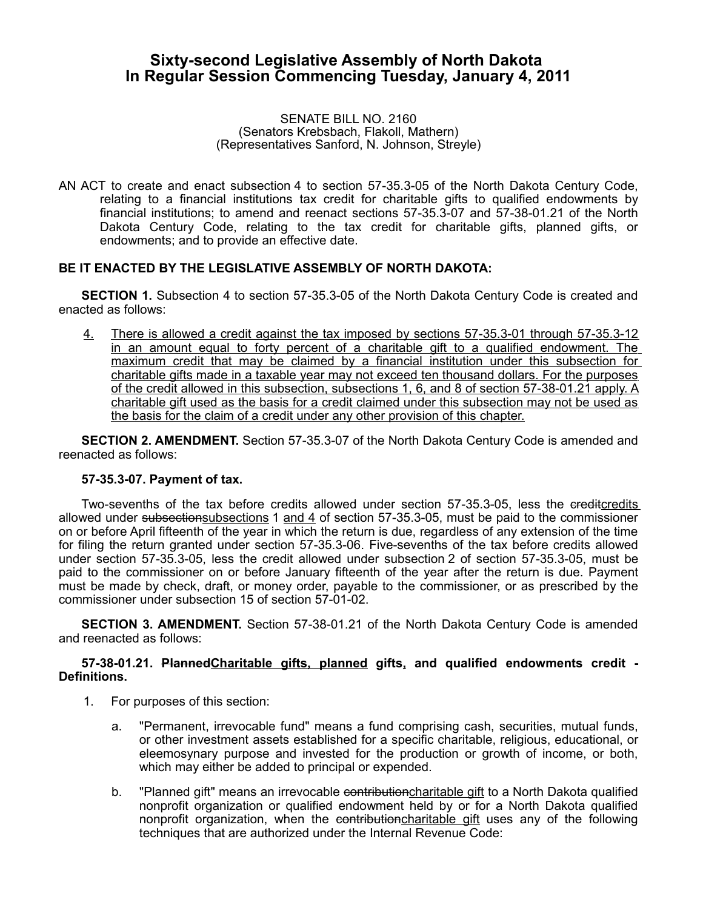# Sixty-second Legislative Assembly of North Dakota
# In Regular Session Commencing Tuesday, January 4, 2011

SENATE BILL NO. 2160
(Senators Krebsbach, Flakoll, Mathern)
(Representatives Sanford, N. Johnson, Streyle)

AN ACT to create and enact subsection 4 to section 57-35.3-05 of the North Dakota Century Code, relating to a financial institutions tax credit for charitable gifts to qualified endowments by financial institutions; to amend and reenact sections 57-35.3-07 and 57-38-01.21 of the North Dakota Century Code, relating to the tax credit for charitable gifts, planned gifts, or endowments; and to provide an effective date.

**BE IT ENACTED BY THE LEGISLATIVE ASSEMBLY OF NORTH DAKOTA:**

**SECTION 1.** Subsection 4 to section 57-35.3-05 of the North Dakota Century Code is created and enacted as follows:

<u>4.</u> <u>There is allowed a credit against the tax imposed by sections 57-35.3-01 through 57-35.3-12 in an amount equal to forty percent of a charitable gift to a qualified endowment. The maximum credit that may be claimed by a financial institution under this subsection for charitable gifts made in a taxable year may not exceed ten thousand dollars. For the purposes of the credit allowed in this subsection, subsections 1, 6, and 8 of section 57-38-01.21 apply. A charitable gift used as the basis for a credit claimed under this subsection may not be used as the basis for the claim of a credit under any other provision of this chapter.</u>

**SECTION 2. AMENDMENT.** Section 57-35.3-07 of the North Dakota Century Code is amended and reenacted as follows:

**57-35.3-07. Payment of tax.**

Two-sevenths of the tax before credits allowed under section 57-35.3-05, less the ~~credit~~<u>credits</u> allowed under ~~subsection~~<u>subsections</u> 1 <u>and 4</u> of section 57-35.3-05, must be paid to the commissioner on or before April fifteenth of the year in which the return is due, regardless of any extension of the time for filing the return granted under section 57-35.3-06. Five-sevenths of the tax before credits allowed under section 57-35.3-05, less the credit allowed under subsection 2 of section 57-35.3-05, must be paid to the commissioner on or before January fifteenth of the year after the return is due. Payment must be made by check, draft, or money order, payable to the commissioner, or as prescribed by the commissioner under subsection 15 of section 57-01-02.

**SECTION 3. AMENDMENT.** Section 57-38-01.21 of the North Dakota Century Code is amended and reenacted as follows:

**57-38-01.21. ~~Planned~~<u>Charitable gifts, planned</u> gifts<u>,</u> and qualified endowments credit - Definitions.**

1. For purposes of this section:

   a. "Permanent, irrevocable fund" means a fund comprising cash, securities, mutual funds, or other investment assets established for a specific charitable, religious, educational, or eleemosynary purpose and invested for the production or growth of income, or both, which may either be added to principal or expended.

   b. "Planned gift" means an irrevocable ~~contribution~~<u>charitable gift</u> to a North Dakota qualified nonprofit organization or qualified endowment held by or for a North Dakota qualified nonprofit organization, when the ~~contribution~~<u>charitable gift</u> uses any of the following techniques that are authorized under the Internal Revenue Code: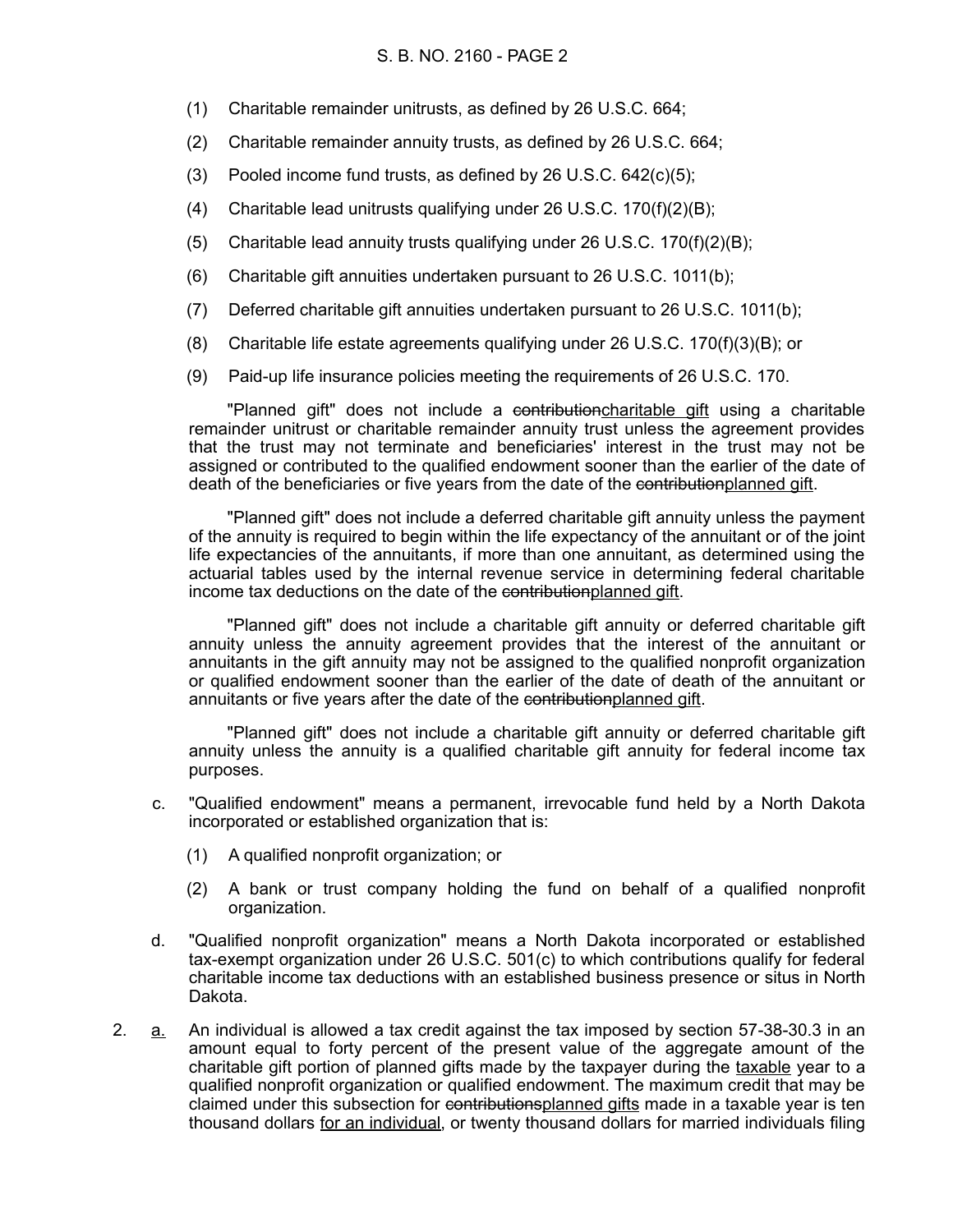(1) Charitable remainder unitrusts, as defined by 26 U.S.C. 664;

(2) Charitable remainder annuity trusts, as defined by 26 U.S.C. 664;

(3) Pooled income fund trusts, as defined by 26 U.S.C. 642(c)(5);

(4) Charitable lead unitrusts qualifying under 26 U.S.C. 170(f)(2)(B);

(5) Charitable lead annuity trusts qualifying under 26 U.S.C. 170(f)(2)(B);

(6) Charitable gift annuities undertaken pursuant to 26 U.S.C. 1011(b);

(7) Deferred charitable gift annuities undertaken pursuant to 26 U.S.C. 1011(b);

(8) Charitable life estate agreements qualifying under 26 U.S.C. 170(f)(3)(B); or

(9) Paid-up life insurance policies meeting the requirements of 26 U.S.C. 170.

"Planned gift" does not include a ~~contribution~~charitable gift using a charitable remainder unitrust or charitable remainder annuity trust unless the agreement provides that the trust may not terminate and beneficiaries' interest in the trust may not be assigned or contributed to the qualified endowment sooner than the earlier of the date of death of the beneficiaries or five years from the date of the ~~contribution~~planned gift.

"Planned gift" does not include a deferred charitable gift annuity unless the payment of the annuity is required to begin within the life expectancy of the annuitant or of the joint life expectancies of the annuitants, if more than one annuitant, as determined using the actuarial tables used by the internal revenue service in determining federal charitable income tax deductions on the date of the ~~contribution~~planned gift.

"Planned gift" does not include a charitable gift annuity or deferred charitable gift annuity unless the annuity agreement provides that the interest of the annuitant or annuitants in the gift annuity may not be assigned to the qualified nonprofit organization or qualified endowment sooner than the earlier of the date of death of the annuitant or annuitants or five years after the date of the ~~contribution~~planned gift.

"Planned gift" does not include a charitable gift annuity or deferred charitable gift annuity unless the annuity is a qualified charitable gift annuity for federal income tax purposes.

c. "Qualified endowment" means a permanent, irrevocable fund held by a North Dakota incorporated or established organization that is:

(1) A qualified nonprofit organization; or

(2) A bank or trust company holding the fund on behalf of a qualified nonprofit organization.

d. "Qualified nonprofit organization" means a North Dakota incorporated or established tax-exempt organization under 26 U.S.C. 501(c) to which contributions qualify for federal charitable income tax deductions with an established business presence or situs in North Dakota.

2. a. An individual is allowed a tax credit against the tax imposed by section 57-38-30.3 in an amount equal to forty percent of the present value of the aggregate amount of the charitable gift portion of planned gifts made by the taxpayer during the taxable year to a qualified nonprofit organization or qualified endowment. The maximum credit that may be claimed under this subsection for ~~contributions~~planned gifts made in a taxable year is ten thousand dollars for an individual, or twenty thousand dollars for married individuals filing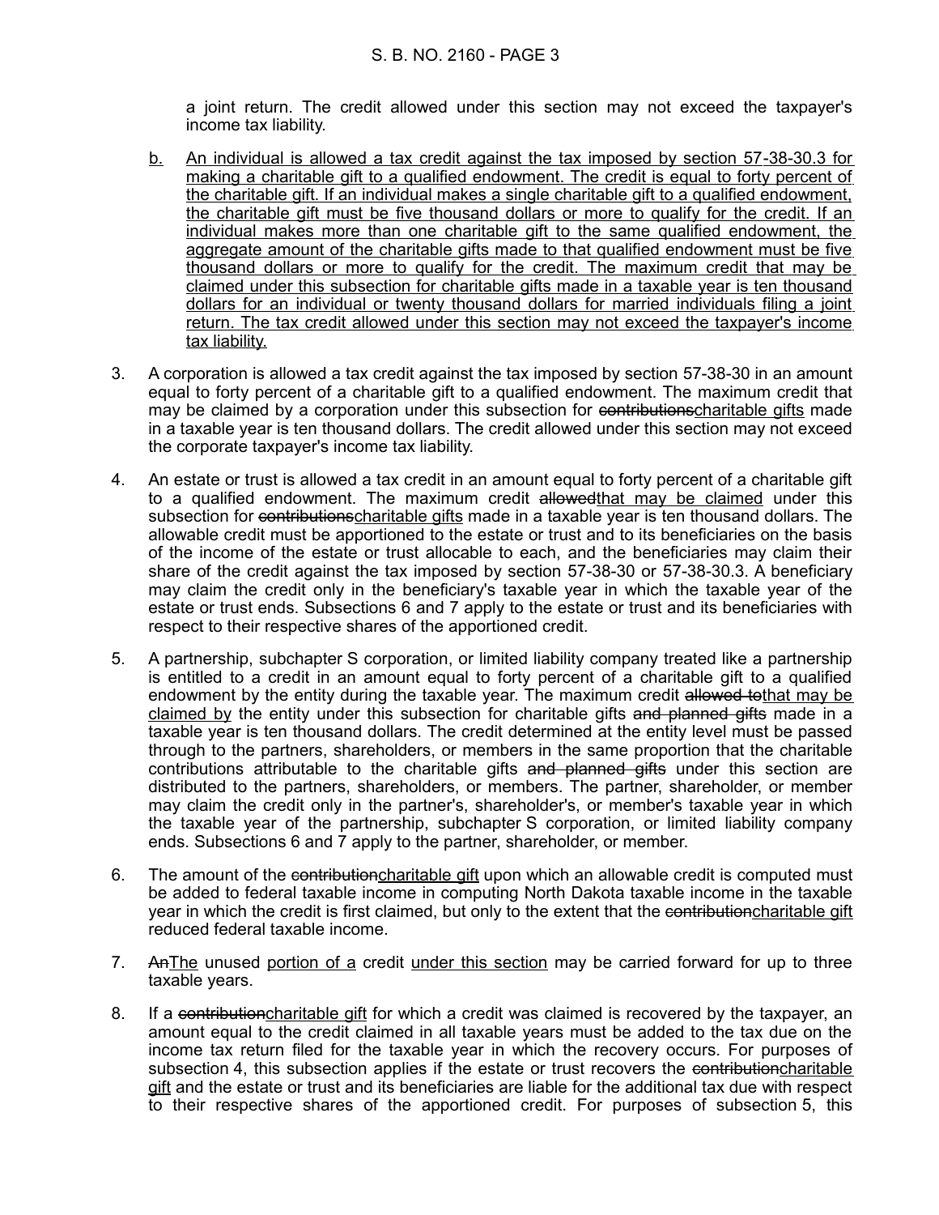a joint return. The credit allowed under this section may not exceed the taxpayer's income tax liability.

<u>b.</u> <u>An individual is allowed a tax credit against the tax imposed by section 57-38-30.3 for making a charitable gift to a qualified endowment. The credit is equal to forty percent of the charitable gift. If an individual makes a single charitable gift to a qualified endowment, the charitable gift must be five thousand dollars or more to qualify for the credit. If an individual makes more than one charitable gift to the same qualified endowment, the aggregate amount of the charitable gifts made to that qualified endowment must be five thousand dollars or more to qualify for the credit. The maximum credit that may be claimed under this subsection for charitable gifts made in a taxable year is ten thousand dollars for an individual or twenty thousand dollars for married individuals filing a joint return. The tax credit allowed under this section may not exceed the taxpayer's income tax liability.</u>

3. A corporation is allowed a tax credit against the tax imposed by section 57-38-30 in an amount equal to forty percent of a charitable gift to a qualified endowment. The maximum credit that may be claimed by a corporation under this subsection for ~~contributions~~<u>charitable gifts</u> made in a taxable year is ten thousand dollars. The credit allowed under this section may not exceed the corporate taxpayer's income tax liability.

4. An estate or trust is allowed a tax credit in an amount equal to forty percent of a charitable gift to a qualified endowment. The maximum credit ~~allowed~~<u>that may be claimed</u> under this subsection for ~~contributions~~<u>charitable gifts</u> made in a taxable year is ten thousand dollars. The allowable credit must be apportioned to the estate or trust and to its beneficiaries on the basis of the income of the estate or trust allocable to each, and the beneficiaries may claim their share of the credit against the tax imposed by section 57-38-30 or 57-38-30.3. A beneficiary may claim the credit only in the beneficiary's taxable year in which the taxable year of the estate or trust ends. Subsections 6 and 7 apply to the estate or trust and its beneficiaries with respect to their respective shares of the apportioned credit.

5. A partnership, subchapter S corporation, or limited liability company treated like a partnership is entitled to a credit in an amount equal to forty percent of a charitable gift to a qualified endowment by the entity during the taxable year. The maximum credit ~~allowed to~~<u>that may be claimed by</u> the entity under this subsection for charitable gifts ~~and planned gifts~~ made in a taxable year is ten thousand dollars. The credit determined at the entity level must be passed through to the partners, shareholders, or members in the same proportion that the charitable contributions attributable to the charitable gifts ~~and planned gifts~~ under this section are distributed to the partners, shareholders, or members. The partner, shareholder, or member may claim the credit only in the partner's, shareholder's, or member's taxable year in which the taxable year of the partnership, subchapter S corporation, or limited liability company ends. Subsections 6 and 7 apply to the partner, shareholder, or member.

6. The amount of the ~~contribution~~<u>charitable gift</u> upon which an allowable credit is computed must be added to federal taxable income in computing North Dakota taxable income in the taxable year in which the credit is first claimed, but only to the extent that the ~~contribution~~<u>charitable gift</u> reduced federal taxable income.

7. ~~An~~<u>The</u> unused <u>portion of a</u> credit <u>under this section</u> may be carried forward for up to three taxable years.

8. If a ~~contribution~~<u>charitable gift</u> for which a credit was claimed is recovered by the taxpayer, an amount equal to the credit claimed in all taxable years must be added to the tax due on the income tax return filed for the taxable year in which the recovery occurs. For purposes of subsection 4, this subsection applies if the estate or trust recovers the ~~contribution~~<u>charitable gift</u> and the estate or trust and its beneficiaries are liable for the additional tax due with respect to their respective shares of the apportioned credit. For purposes of subsection 5, this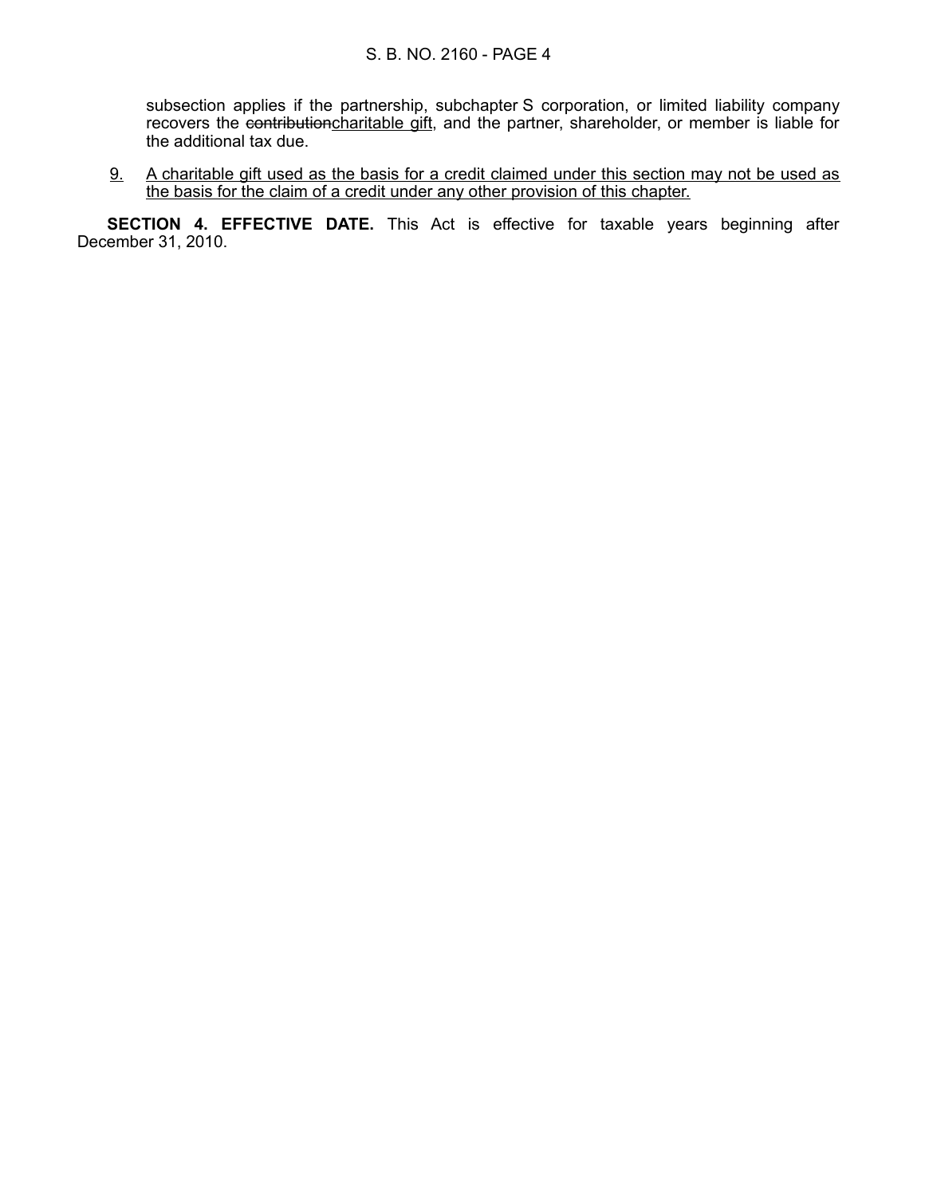subsection applies if the partnership, subchapter S corporation, or limited liability company recovers the ~~contribution~~<u>charitable gift</u>, and the partner, shareholder, or member is liable for the additional tax due.

<u>9.</u> <u>A charitable gift used as the basis for a credit claimed under this section may not be used as the basis for the claim of a credit under any other provision of this chapter.</u>

**SECTION 4. EFFECTIVE DATE.** This Act is effective for taxable years beginning after December 31, 2010.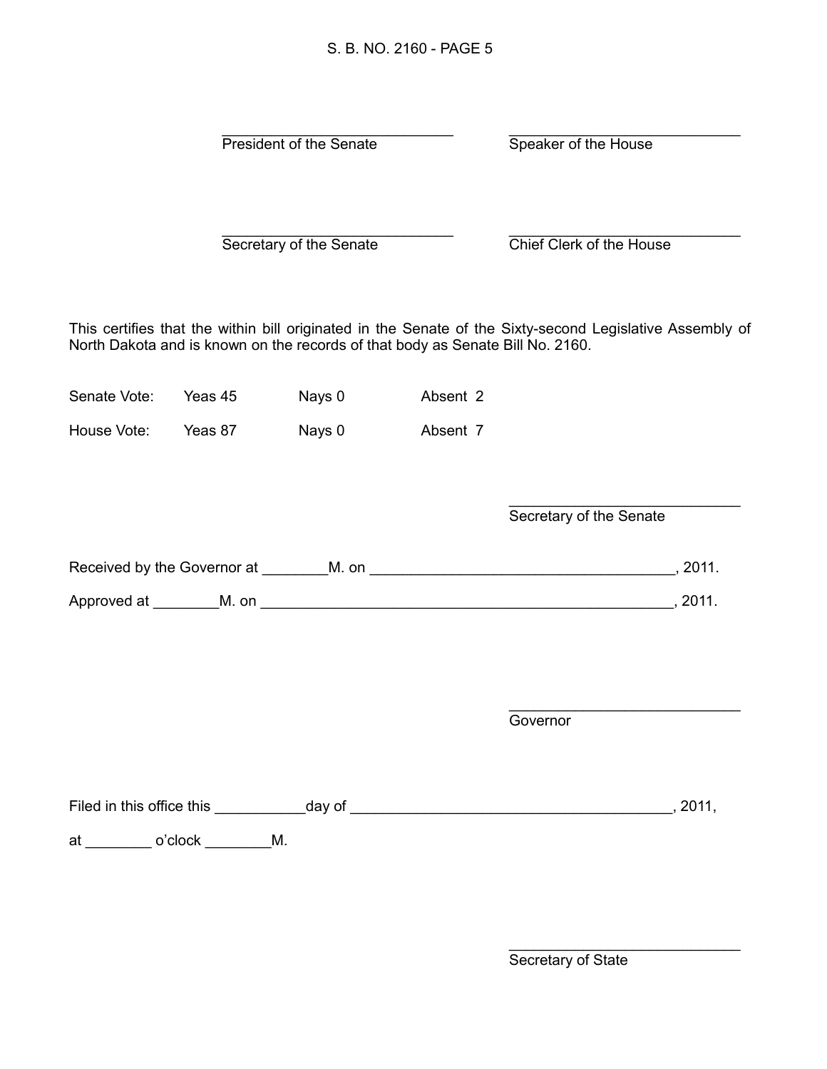\_\_\_\_\_\_\_\_\_\_\_\_\_\_\_\_\_\_\_\_\_\_\_\_\_\_\_\_ President of the Senate

\_\_\_\_\_\_\_\_\_\_\_\_\_\_\_\_\_\_\_\_\_\_\_\_\_\_\_\_ Speaker of the House

\_\_\_\_\_\_\_\_\_\_\_\_\_\_\_\_\_\_\_\_\_\_\_\_\_\_\_\_ Secretary of the Senate

\_\_\_\_\_\_\_\_\_\_\_\_\_\_\_\_\_\_\_\_\_\_\_\_\_\_\_\_ Chief Clerk of the House

This certifies that the within bill originated in the Senate of the Sixty-second Legislative Assembly of North Dakota and is known on the records of that body as Senate Bill No. 2160.

| | | | |
|---|---|---|---|
| Senate Vote: | Yeas 45 | Nays 0 | Absent 2 |
| House Vote: | Yeas 87 | Nays 0 | Absent 7 |

\_\_\_\_\_\_\_\_\_\_\_\_\_\_\_\_\_\_\_\_\_\_\_\_\_\_\_\_ Secretary of the Senate

Received by the Governor at \_\_\_\_\_\_\_\_M. on \_\_\_\_\_\_\_\_\_\_\_\_\_\_\_\_\_\_\_\_\_\_\_\_\_\_\_\_\_\_\_\_\_\_\_\_\_\_, 2011.

Approved at \_\_\_\_\_\_\_\_M. on \_\_\_\_\_\_\_\_\_\_\_\_\_\_\_\_\_\_\_\_\_\_\_\_\_\_\_\_\_\_\_\_\_\_\_\_\_\_\_\_\_\_\_\_\_\_\_\_\_\_\_\_\_\_, 2011.

\_\_\_\_\_\_\_\_\_\_\_\_\_\_\_\_\_\_\_\_\_\_\_\_\_\_\_\_ Governor

Filed in this office this \_\_\_\_\_\_\_\_\_\_\_day of \_\_\_\_\_\_\_\_\_\_\_\_\_\_\_\_\_\_\_\_\_\_\_\_\_\_\_\_\_\_\_\_\_\_\_\_\_\_\_\_, 2011,

at \_\_\_\_\_\_\_\_ o'clock \_\_\_\_\_\_\_\_M.

\_\_\_\_\_\_\_\_\_\_\_\_\_\_\_\_\_\_\_\_\_\_\_\_\_\_\_\_ Secretary of State